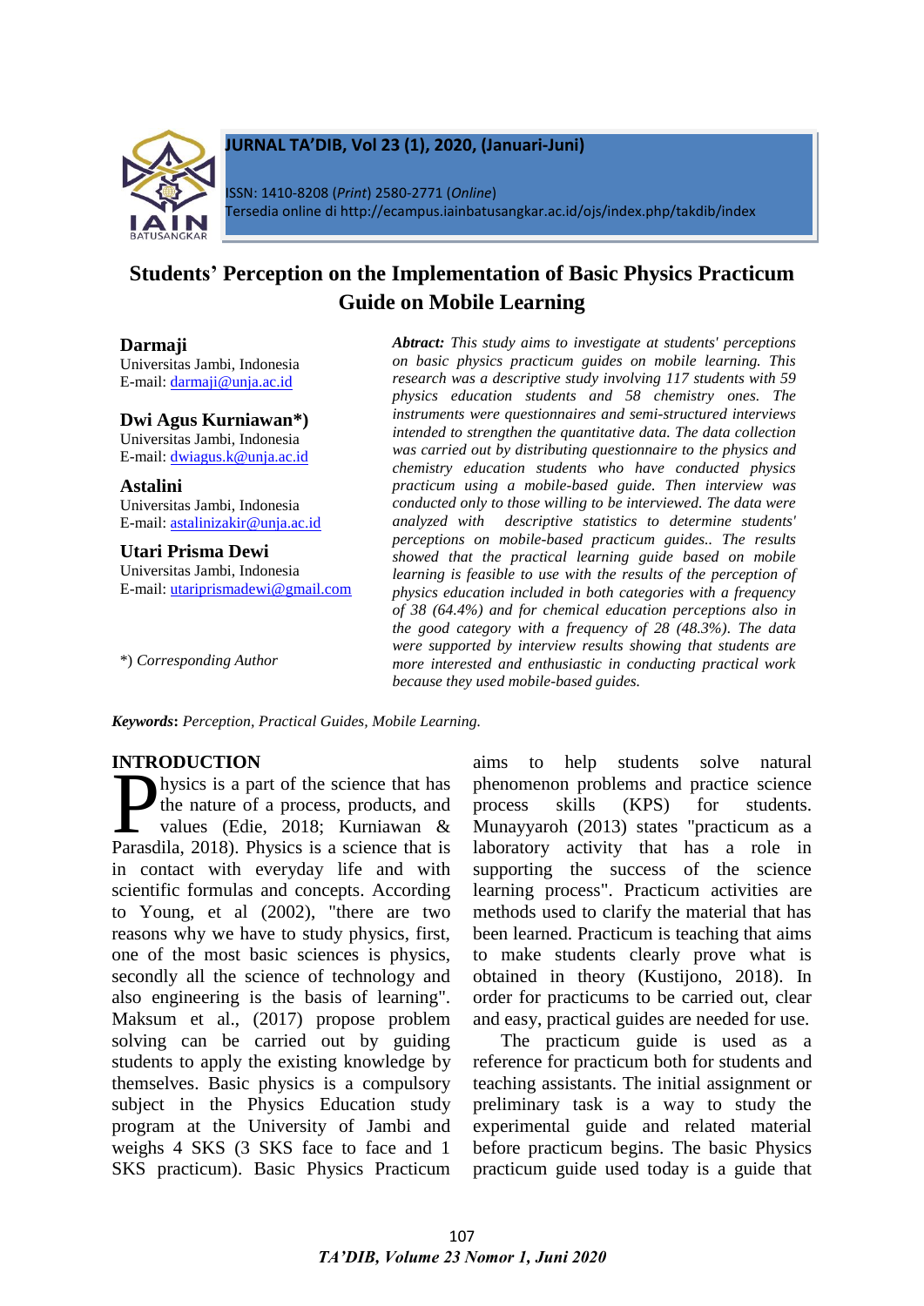# Students' Perception on the Implementation of Basic Physics Practicum Guide on Mobile Learning

**Darmaji**
Universitas Jambi, Indonesia
E-mail: darmaji@unja.ac.id

**Dwi Agus Kurniawan*)**
Universitas Jambi, Indonesia
E-mail: dwiagus.k@unja.ac.id

**Astalini**
Universitas Jambi, Indonesia
E-mail: astalinizakir@unja.ac.id

**Utari Prisma Dewi**
Universitas Jambi, Indonesia
E-mail: utariprismadewi@gmail.com

*) *Corresponding Author*

***Abtract:*** *This study aims to investigate at students' perceptions on basic physics practicum guides on mobile learning. This research was a descriptive study involving 117 students with 59 physics education students and 58 chemistry ones. The instruments were questionnaires and semi-structured interviews intended to strengthen the quantitative data. The data collection was carried out by distributing questionnaire to the physics and chemistry education students who have conducted physics practicum using a mobile-based guide. Then interview was conducted only to those willing to be interviewed. The data were analyzed with descriptive statistics to determine students' perceptions on mobile-based practicum guides.. The results showed that the practical learning guide based on mobile learning is feasible to use with the results of the perception of physics education included in both categories with a frequency of 38 (64.4%) and for chemical education perceptions also in the good category with a frequency of 28 (48.3%). The data were supported by interview results showing that students are more interested and enthusiastic in conducting practical work because they used mobile-based guides.*

**Keywords:** *Perception, Practical Guides, Mobile Learning.*

## INTRODUCTION

Physics is a part of the science that has the nature of a process, products, and values (Edie, 2018; Kurniawan & Parasdila, 2018). Physics is a science that is in contact with everyday life and with scientific formulas and concepts. According to Young, et al (2002), "there are two reasons why we have to study physics, first, one of the most basic sciences is physics, secondly all the science of technology and also engineering is the basis of learning". Maksum et al., (2017) propose problem solving can be carried out by guiding students to apply the existing knowledge by themselves. Basic physics is a compulsory subject in the Physics Education study program at the University of Jambi and weighs 4 SKS (3 SKS face to face and 1 SKS practicum). Basic Physics Practicum aims to help students solve natural phenomenon problems and practice science process skills (KPS) for students. Munayyaroh (2013) states "practicum as a laboratory activity that has a role in supporting the success of the science learning process". Practicum activities are methods used to clarify the material that has been learned. Practicum is teaching that aims to make students clearly prove what is obtained in theory (Kustijono, 2018). In order for practicums to be carried out, clear and easy, practical guides are needed for use.

The practicum guide is used as a reference for practicum both for students and teaching assistants. The initial assignment or preliminary task is a way to study the experimental guide and related material before practicum begins. The basic Physics practicum guide used today is a guide that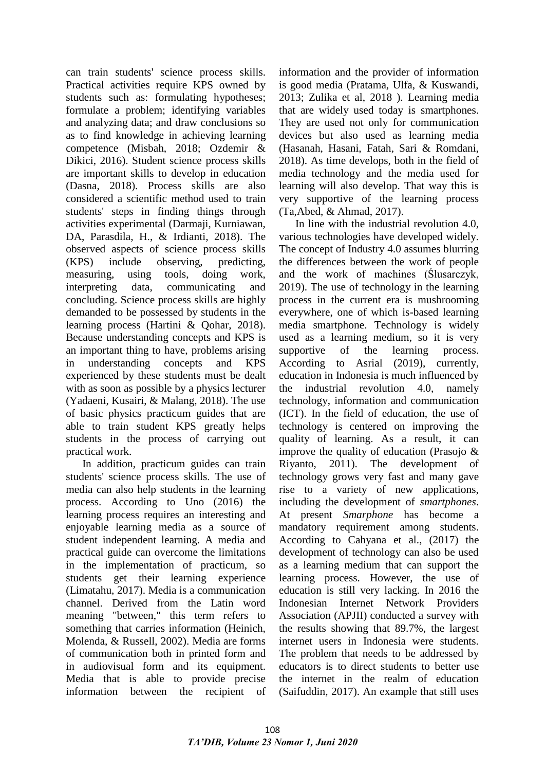can train students' science process skills. Practical activities require KPS owned by students such as: formulating hypotheses; formulate a problem; identifying variables and analyzing data; and draw conclusions so as to find knowledge in achieving learning competence (Misbah, 2018; Ozdemir & Dikici, 2016). Student science process skills are important skills to develop in education (Dasna, 2018). Process skills are also considered a scientific method used to train students' steps in finding things through activities experimental (Darmaji, Kurniawan, DA, Parasdila, H., & Irdianti, 2018). The observed aspects of science process skills (KPS) include observing, predicting, measuring, using tools, doing work, interpreting data, communicating and concluding. Science process skills are highly demanded to be possessed by students in the learning process (Hartini & Qohar, 2018). Because understanding concepts and KPS is an important thing to have, problems arising in understanding concepts and KPS experienced by these students must be dealt with as soon as possible by a physics lecturer (Yadaeni, Kusairi, & Malang, 2018). The use of basic physics practicum guides that are able to train student KPS greatly helps students in the process of carrying out practical work.

In addition, practicum guides can train students' science process skills. The use of media can also help students in the learning process. According to Uno (2016) the learning process requires an interesting and enjoyable learning media as a source of student independent learning. A media and practical guide can overcome the limitations in the implementation of practicum, so students get their learning experience (Limatahu, 2017). Media is a communication channel. Derived from the Latin word meaning "between," this term refers to something that carries information (Heinich, Molenda, & Russell, 2002). Media are forms of communication both in printed form and in audiovisual form and its equipment. Media that is able to provide precise information between the recipient of information and the provider of information is good media (Pratama, Ulfa, & Kuswandi, 2013; Zulika et al, 2018 ). Learning media that are widely used today is smartphones. They are used not only for communication devices but also used as learning media (Hasanah, Hasani, Fatah, Sari & Romdani, 2018). As time develops, both in the field of media technology and the media used for learning will also develop. That way this is very supportive of the learning process (Ta,Abed, & Ahmad, 2017).

In line with the industrial revolution 4.0, various technologies have developed widely. The concept of Industry 4.0 assumes blurring the differences between the work of people and the work of machines (Ślusarczyk, 2019). The use of technology in the learning process in the current era is mushrooming everywhere, one of which is-based learning media smartphone. Technology is widely used as a learning medium, so it is very supportive of the learning process. According to Asrial (2019), currently, education in Indonesia is much influenced by the industrial revolution 4.0, namely technology, information and communication (ICT). In the field of education, the use of technology is centered on improving the quality of learning. As a result, it can improve the quality of education (Prasojo & Riyanto, 2011). The development of technology grows very fast and many gave rise to a variety of new applications, including the development of *smartphones*. At present *Smarphone* has become a mandatory requirement among students. According to Cahyana et al., (2017) the development of technology can also be used as a learning medium that can support the learning process. However, the use of education is still very lacking. In 2016 the Indonesian Internet Network Providers Association (APJII) conducted a survey with the results showing that 89.7%, the largest internet users in Indonesia were students. The problem that needs to be addressed by educators is to direct students to better use the internet in the realm of education (Saifuddin, 2017). An example that still uses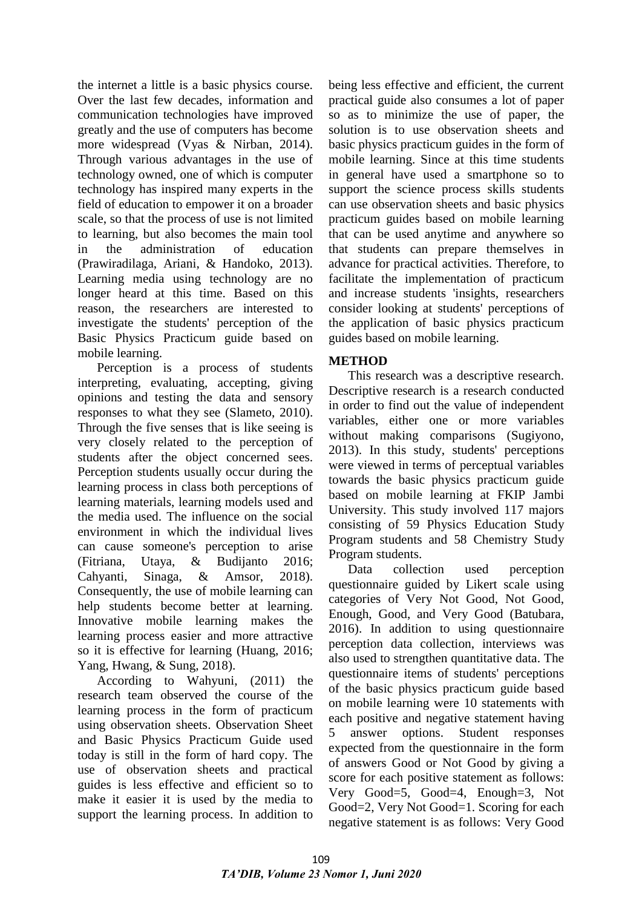the internet a little is a basic physics course. Over the last few decades, information and communication technologies have improved greatly and the use of computers has become more widespread (Vyas & Nirban, 2014). Through various advantages in the use of technology owned, one of which is computer technology has inspired many experts in the field of education to empower it on a broader scale, so that the process of use is not limited to learning, but also becomes the main tool in the administration of education (Prawiradilaga, Ariani, & Handoko, 2013). Learning media using technology are no longer heard at this time. Based on this reason, the researchers are interested to investigate the students' perception of the Basic Physics Practicum guide based on mobile learning.

Perception is a process of students interpreting, evaluating, accepting, giving opinions and testing the data and sensory responses to what they see (Slameto, 2010). Through the five senses that is like seeing is very closely related to the perception of students after the object concerned sees. Perception students usually occur during the learning process in class both perceptions of learning materials, learning models used and the media used. The influence on the social environment in which the individual lives can cause someone's perception to arise (Fitriana, Utaya, & Budijanto 2016; Cahyanti, Sinaga, & Amsor, 2018). Consequently, the use of mobile learning can help students become better at learning. Innovative mobile learning makes the learning process easier and more attractive so it is effective for learning (Huang, 2016; Yang, Hwang, & Sung, 2018).

According to Wahyuni, (2011) the research team observed the course of the learning process in the form of practicum using observation sheets. Observation Sheet and Basic Physics Practicum Guide used today is still in the form of hard copy. The use of observation sheets and practical guides is less effective and efficient so to make it easier it is used by the media to support the learning process. In addition to being less effective and efficient, the current practical guide also consumes a lot of paper so as to minimize the use of paper, the solution is to use observation sheets and basic physics practicum guides in the form of mobile learning. Since at this time students in general have used a smartphone so to support the science process skills students can use observation sheets and basic physics practicum guides based on mobile learning that can be used anytime and anywhere so that students can prepare themselves in advance for practical activities. Therefore, to facilitate the implementation of practicum and increase students 'insights, researchers consider looking at students' perceptions of the application of basic physics practicum guides based on mobile learning.

## METHOD

This research was a descriptive research. Descriptive research is a research conducted in order to find out the value of independent variables, either one or more variables without making comparisons (Sugiyono, 2013). In this study, students' perceptions were viewed in terms of perceptual variables towards the basic physics practicum guide based on mobile learning at FKIP Jambi University. This study involved 117 majors consisting of 59 Physics Education Study Program students and 58 Chemistry Study Program students.

Data collection used perception questionnaire guided by Likert scale using categories of Very Not Good, Not Good, Enough, Good, and Very Good (Batubara, 2016). In addition to using questionnaire perception data collection, interviews was also used to strengthen quantitative data. The questionnaire items of students' perceptions of the basic physics practicum guide based on mobile learning were 10 statements with each positive and negative statement having 5 answer options. Student responses expected from the questionnaire in the form of answers Good or Not Good by giving a score for each positive statement as follows: Very Good=5, Good=4, Enough=3, Not Good=2, Very Not Good=1. Scoring for each negative statement is as follows: Very Good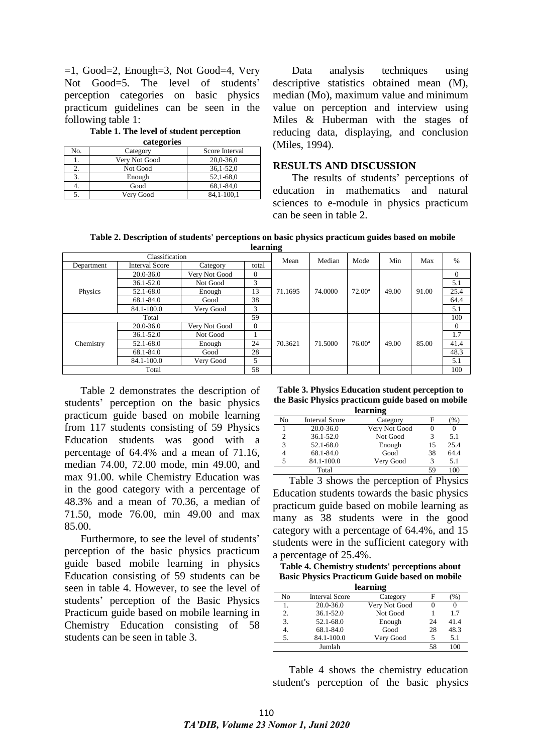=1, Good=2, Enough=3, Not Good=4, Very Not Good=5. The level of students' perception categories on basic physics practicum guidelines can be seen in the following table 1:

**Table 1. The level of student perception categories**

| No. | Category | Score Interval |
|---|---|---|
| 1. | Very Not Good | 20,0-36,0 |
| 2. | Not Good | 36,1-52,0 |
| 3. | Enough | 52,1-68,0 |
| 4. | Good | 68,1-84,0 |
| 5. | Very Good | 84,1-100,1 |

Data analysis techniques using descriptive statistics obtained mean (M), median (Mo), maximum value and minimum value on perception and interview using Miles & Huberman with the stages of reducing data, displaying, and conclusion (Miles, 1994).

## RESULTS AND DISCUSSION

The results of students' perceptions of education in mathematics and natural sciences to e-module in physics practicum can be seen in table 2.

**Table 2. Description of students' perceptions on basic physics practicum guides based on mobile learning**

| Classification | | | | Mean | Median | Mode | Min | Max | % |
|---|---|---|---|---|---|---|---|---|---|
| Department | Interval Score | Category | total | | | | | | |
| Physics | 20.0-36.0 | Very Not Good | 0 | 71.1695 | 74.0000 | 72.00ª | 49.00 | 91.00 | 0 |
| | 36.1-52.0 | Not Good | 3 | | | | | | 5.1 |
| | 52.1-68.0 | Enough | 13 | | | | | | 25.4 |
| | 68.1-84.0 | Good | 38 | | | | | | 64.4 |
| | 84.1-100.0 | Very Good | 3 | | | | | | 5.1 |
| Total | | | 59 | | | | | | 100 |
| Chemistry | 20.0-36.0 | Very Not Good | 0 | 70.3621 | 71.5000 | 76.00ª | 49.00 | 85.00 | 0 |
| | 36.1-52.0 | Not Good | 1 | | | | | | 1.7 |
| | 52.1-68.0 | Enough | 24 | | | | | | 41.4 |
| | 68.1-84.0 | Good | 28 | | | | | | 48.3 |
| | 84.1-100.0 | Very Good | 5 | | | | | | 5.1 |
| Total | | | 58 | | | | | | 100 |

Table 2 demonstrates the description of students' perception on the basic physics practicum guide based on mobile learning from 117 students consisting of 59 Physics Education students was good with a percentage of 64.4% and a mean of 71.16, median 74.00, 72.00 mode, min 49.00, and max 91.00. while Chemistry Education was in the good category with a percentage of 48.3% and a mean of 70.36, a median of 71.50, mode 76.00, min 49.00 and max 85.00.

Furthermore, to see the level of students' perception of the basic physics practicum guide based mobile learning in physics Education consisting of 59 students can be seen in table 4. However, to see the level of students' perception of the Basic Physics Practicum guide based on mobile learning in Chemistry Education consisting of 58 students can be seen in table 3.

**Table 3. Physics Education student perception to the Basic Physics practicum guide based on mobile learning**

| No | Interval Score | Category | F | (%) |
|---|---|---|---|---|
| 1 | 20.0-36.0 | Very Not Good | 0 | 0 |
| 2 | 36.1-52.0 | Not Good | 3 | 5.1 |
| 3 | 52.1-68.0 | Enough | 15 | 25.4 |
| 4 | 68.1-84.0 | Good | 38 | 64.4 |
| 5 | 84.1-100.0 | Very Good | 3 | 5.1 |
| | Total | | 59 | 100 |

Table 3 shows the perception of Physics Education students towards the basic physics practicum guide based on mobile learning as many as 38 students were in the good category with a percentage of 64.4%, and 15 students were in the sufficient category with a percentage of 25.4%.

**Table 4. Chemistry students' perceptions about Basic Physics Practicum Guide based on mobile learning**

| No | Interval Score | Category | F | (%) |
|---|---|---|---|---|
| 1. | 20.0-36.0 | Very Not Good | 0 | 0 |
| 2. | 36.1-52.0 | Not Good | 1 | 1.7 |
| 3. | 52.1-68.0 | Enough | 24 | 41.4 |
| 4. | 68.1-84.0 | Good | 28 | 48.3 |
| 5. | 84.1-100.0 | Very Good | 5 | 5.1 |
| | Jumlah | | 58 | 100 |

Table 4 shows the chemistry education student's perception of the basic physics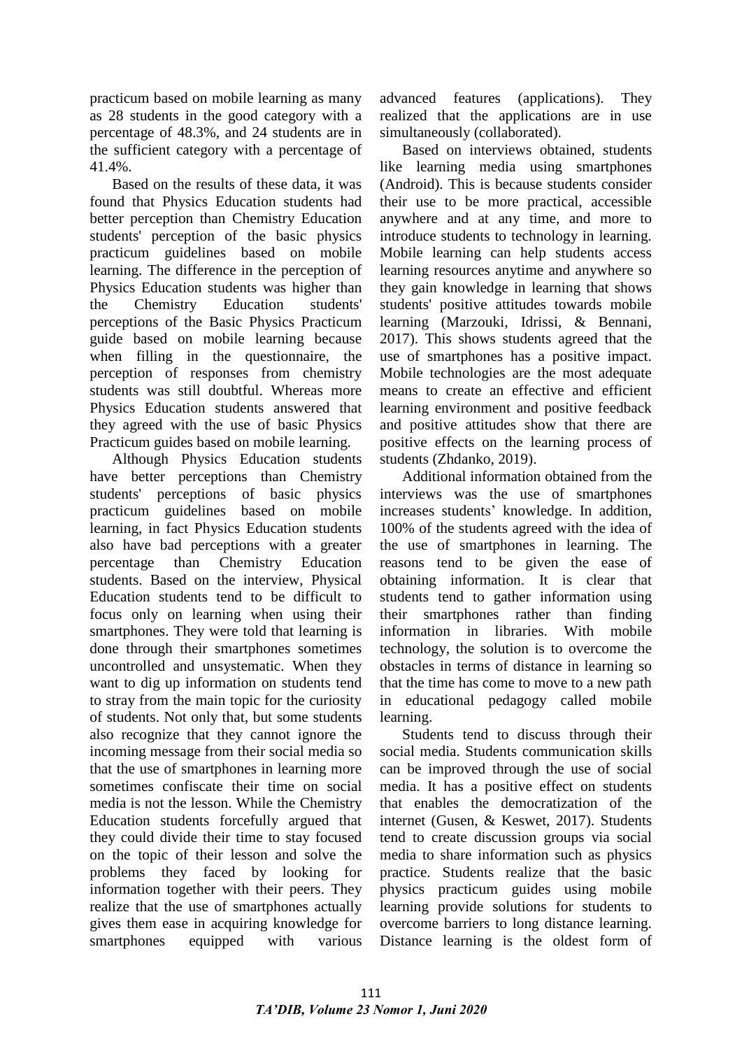practicum based on mobile learning as many as 28 students in the good category with a percentage of 48.3%, and 24 students are in the sufficient category with a percentage of 41.4%.

Based on the results of these data, it was found that Physics Education students had better perception than Chemistry Education students' perception of the basic physics practicum guidelines based on mobile learning. The difference in the perception of Physics Education students was higher than the Chemistry Education students' perceptions of the Basic Physics Practicum guide based on mobile learning because when filling in the questionnaire, the perception of responses from chemistry students was still doubtful. Whereas more Physics Education students answered that they agreed with the use of basic Physics Practicum guides based on mobile learning.

Although Physics Education students have better perceptions than Chemistry students' perceptions of basic physics practicum guidelines based on mobile learning, in fact Physics Education students also have bad perceptions with a greater percentage than Chemistry Education students. Based on the interview, Physical Education students tend to be difficult to focus only on learning when using their smartphones. They were told that learning is done through their smartphones sometimes uncontrolled and unsystematic. When they want to dig up information on students tend to stray from the main topic for the curiosity of students. Not only that, but some students also recognize that they cannot ignore the incoming message from their social media so that the use of smartphones in learning more sometimes confiscate their time on social media is not the lesson. While the Chemistry Education students forcefully argued that they could divide their time to stay focused on the topic of their lesson and solve the problems they faced by looking for information together with their peers. They realize that the use of smartphones actually gives them ease in acquiring knowledge for smartphones equipped with various advanced features (applications). They realized that the applications are in use simultaneously (collaborated).

Based on interviews obtained, students like learning media using smartphones (Android). This is because students consider their use to be more practical, accessible anywhere and at any time, and more to introduce students to technology in learning. Mobile learning can help students access learning resources anytime and anywhere so they gain knowledge in learning that shows students' positive attitudes towards mobile learning (Marzouki, Idrissi, & Bennani, 2017). This shows students agreed that the use of smartphones has a positive impact. Mobile technologies are the most adequate means to create an effective and efficient learning environment and positive feedback and positive attitudes show that there are positive effects on the learning process of students (Zhdanko, 2019).

Additional information obtained from the interviews was the use of smartphones increases students' knowledge. In addition, 100% of the students agreed with the idea of the use of smartphones in learning. The reasons tend to be given the ease of obtaining information. It is clear that students tend to gather information using their smartphones rather than finding information in libraries. With mobile technology, the solution is to overcome the obstacles in terms of distance in learning so that the time has come to move to a new path in educational pedagogy called mobile learning.

Students tend to discuss through their social media. Students communication skills can be improved through the use of social media. It has a positive effect on students that enables the democratization of the internet (Gusen, & Keswet, 2017). Students tend to create discussion groups via social media to share information such as physics practice. Students realize that the basic physics practicum guides using mobile learning provide solutions for students to overcome barriers to long distance learning. Distance learning is the oldest form of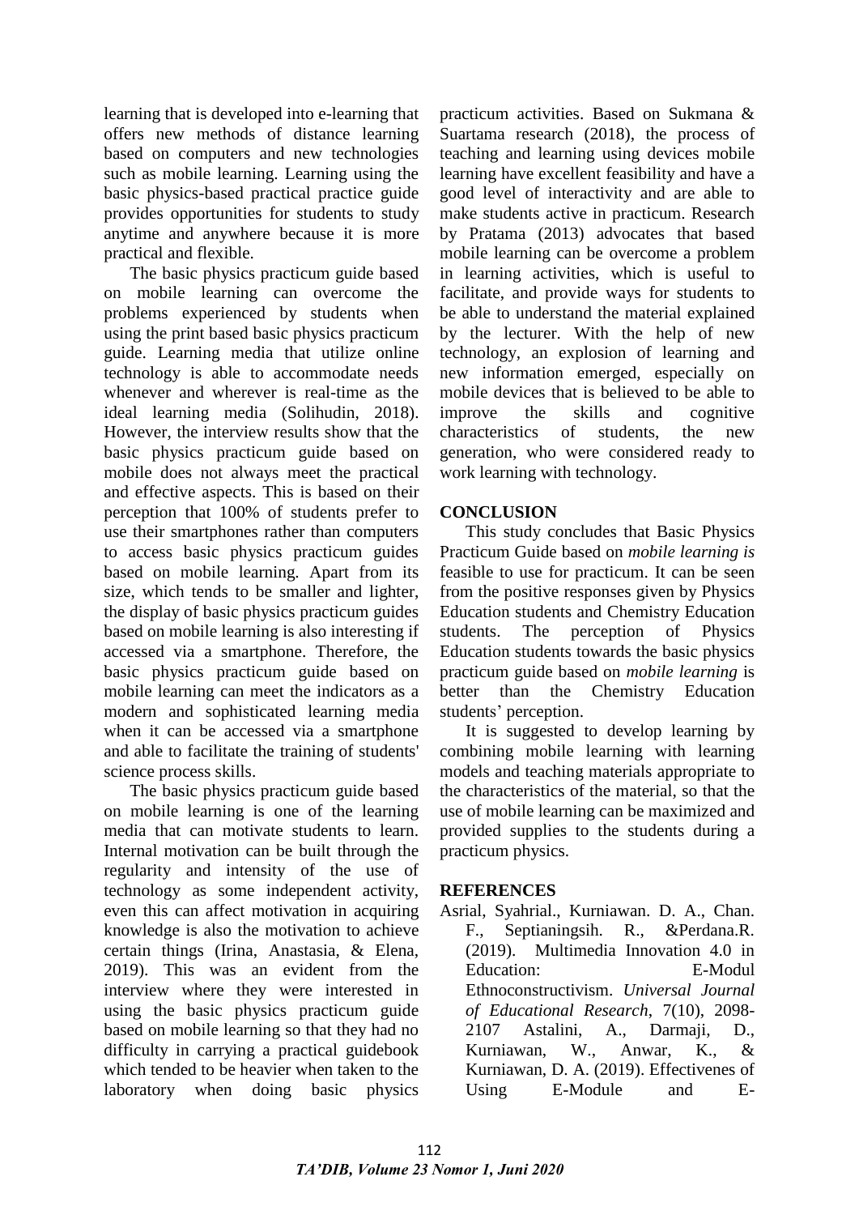learning that is developed into e-learning that offers new methods of distance learning based on computers and new technologies such as mobile learning. Learning using the basic physics-based practical practice guide provides opportunities for students to study anytime and anywhere because it is more practical and flexible.

The basic physics practicum guide based on mobile learning can overcome the problems experienced by students when using the print based basic physics practicum guide. Learning media that utilize online technology is able to accommodate needs whenever and wherever is real-time as the ideal learning media (Solihudin, 2018). However, the interview results show that the basic physics practicum guide based on mobile does not always meet the practical and effective aspects. This is based on their perception that 100% of students prefer to use their smartphones rather than computers to access basic physics practicum guides based on mobile learning. Apart from its size, which tends to be smaller and lighter, the display of basic physics practicum guides based on mobile learning is also interesting if accessed via a smartphone. Therefore, the basic physics practicum guide based on mobile learning can meet the indicators as a modern and sophisticated learning media when it can be accessed via a smartphone and able to facilitate the training of students' science process skills.

The basic physics practicum guide based on mobile learning is one of the learning media that can motivate students to learn. Internal motivation can be built through the regularity and intensity of the use of technology as some independent activity, even this can affect motivation in acquiring knowledge is also the motivation to achieve certain things (Irina, Anastasia, & Elena, 2019). This was an evident from the interview where they were interested in using the basic physics practicum guide based on mobile learning so that they had no difficulty in carrying a practical guidebook which tended to be heavier when taken to the laboratory when doing basic physics practicum activities. Based on Sukmana & Suartama research (2018), the process of teaching and learning using devices mobile learning have excellent feasibility and have a good level of interactivity and are able to make students active in practicum. Research by Pratama (2013) advocates that based mobile learning can be overcome a problem in learning activities, which is useful to facilitate, and provide ways for students to be able to understand the material explained by the lecturer. With the help of new technology, an explosion of learning and new information emerged, especially on mobile devices that is believed to be able to improve the skills and cognitive characteristics of students, the new generation, who were considered ready to work learning with technology.

## CONCLUSION

This study concludes that Basic Physics Practicum Guide based on *mobile learning is* feasible to use for practicum. It can be seen from the positive responses given by Physics Education students and Chemistry Education students. The perception of Physics Education students towards the basic physics practicum guide based on *mobile learning* is better than the Chemistry Education students' perception.

It is suggested to develop learning by combining mobile learning with learning models and teaching materials appropriate to the characteristics of the material, so that the use of mobile learning can be maximized and provided supplies to the students during a practicum physics.

## REFERENCES

Asrial, Syahrial., Kurniawan. D. A., Chan. F., Septianingsih. R., &Perdana.R. (2019). Multimedia Innovation 4.0 in Education: E-Modul Ethnoconstructivism. *Universal Journal of Educational Research*, 7(10), 2098-2107 Astalini, A., Darmaji, D., Kurniawan, W., Anwar, K., & Kurniawan, D. A. (2019). Effectivenes of Using E-Module and E-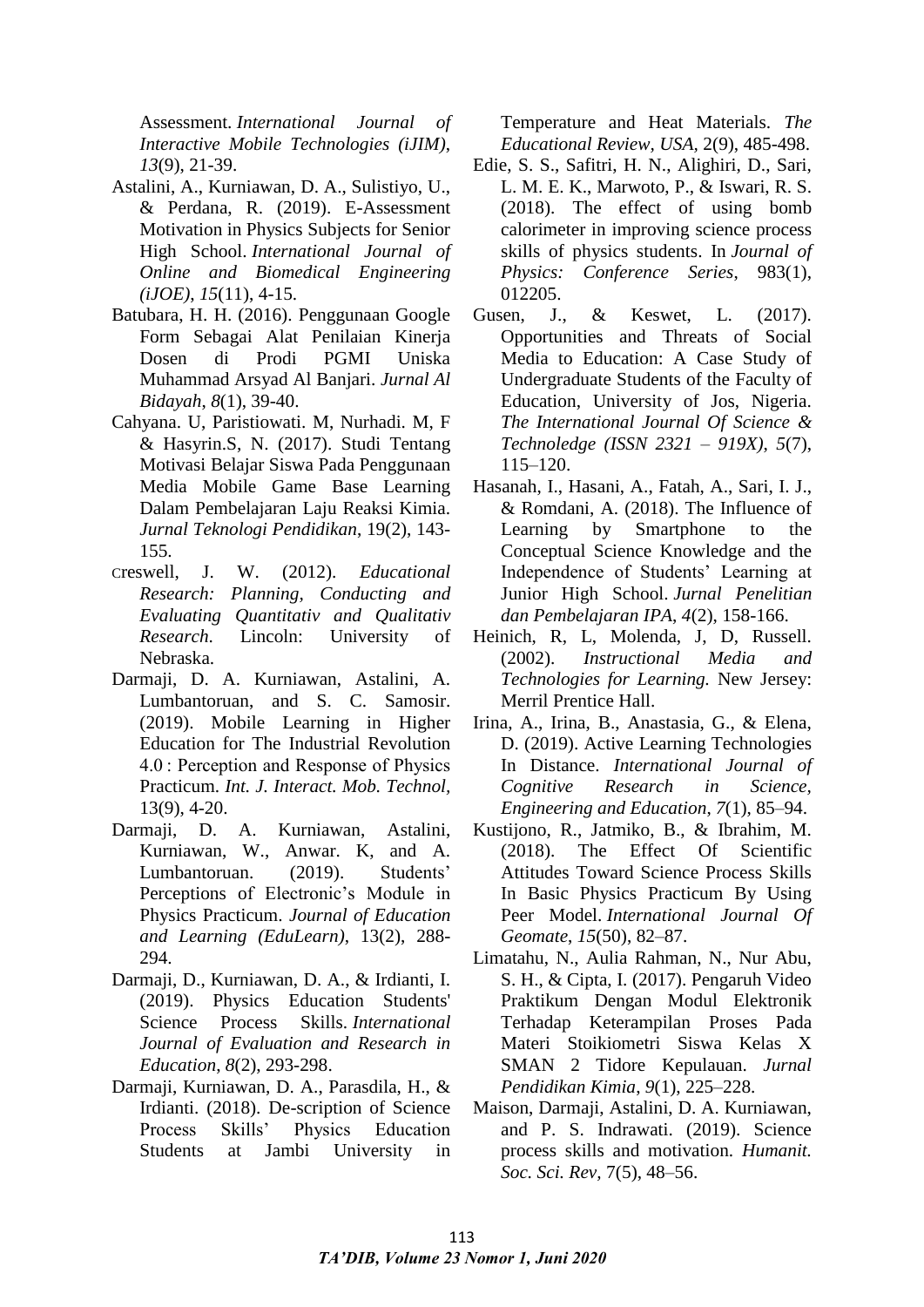Assessment. *International Journal of Interactive Mobile Technologies (iJIM)*, *13*(9), 21-39.

Astalini, A., Kurniawan, D. A., Sulistiyo, U., & Perdana, R. (2019). E-Assessment Motivation in Physics Subjects for Senior High School. *International Journal of Online and Biomedical Engineering (iJOE)*, *15*(11), 4-15.

Batubara, H. H. (2016). Penggunaan Google Form Sebagai Alat Penilaian Kinerja Dosen di Prodi PGMI Uniska Muhammad Arsyad Al Banjari. *Jurnal Al Bidayah*, *8*(1), 39-40.

Cahyana. U, Paristiowati. M, Nurhadi. M, F & Hasyrin.S, N. (2017). Studi Tentang Motivasi Belajar Siswa Pada Penggunaan Media Mobile Game Base Learning Dalam Pembelajaran Laju Reaksi Kimia. *Jurnal Teknologi Pendidikan*, 19(2), 143-155.

Creswell, J. W. (2012). *Educational Research: Planning, Conducting and Evaluating Quantitativ and Qualitativ Research*. Lincoln: University of Nebraska.

Darmaji, D. A. Kurniawan, Astalini, A. Lumbantoruan, and S. C. Samosir. (2019). Mobile Learning in Higher Education for The Industrial Revolution 4.0 : Perception and Response of Physics Practicum. *Int. J. Interact. Mob. Technol*, 13(9), 4-20.

Darmaji, D. A. Kurniawan, Astalini, Kurniawan, W., Anwar. K, and A. Lumbantoruan. (2019). Students' Perceptions of Electronic's Module in Physics Practicum. *Journal of Education and Learning (EduLearn)*, 13(2), 288-294.

Darmaji, D., Kurniawan, D. A., & Irdianti, I. (2019). Physics Education Students' Science Process Skills. *International Journal of Evaluation and Research in Education*, *8*(2), 293-298.

Darmaji, Kurniawan, D. A., Parasdila, H., & Irdianti. (2018). De-scription of Science Process Skills' Physics Education Students at Jambi University in Temperature and Heat Materials. *The Educational Review, USA*, 2(9), 485-498.

Edie, S. S., Safitri, H. N., Alighiri, D., Sari, L. M. E. K., Marwoto, P., & Iswari, R. S. (2018). The effect of using bomb calorimeter in improving science process skills of physics students. In *Journal of Physics: Conference Series*, 983(1), 012205.

Gusen, J., & Keswet, L. (2017). Opportunities and Threats of Social Media to Education: A Case Study of Undergraduate Students of the Faculty of Education, University of Jos, Nigeria. *The International Journal Of Science & Technoledge (ISSN 2321 – 919X)*, *5*(7), 115–120.

Hasanah, I., Hasani, A., Fatah, A., Sari, I. J., & Romdani, A. (2018). The Influence of Learning by Smartphone to the Conceptual Science Knowledge and the Independence of Students' Learning at Junior High School. *Jurnal Penelitian dan Pembelajaran IPA*, *4*(2), 158-166.

Heinich, R, L, Molenda, J, D, Russell. (2002). *Instructional Media and Technologies for Learning*. New Jersey: Merril Prentice Hall.

Irina, A., Irina, B., Anastasia, G., & Elena, D. (2019). Active Learning Technologies In Distance. *International Journal of Cognitive Research in Science, Engineering and Education*, *7*(1), 85–94.

Kustijono, R., Jatmiko, B., & Ibrahim, M. (2018). The Effect Of Scientific Attitudes Toward Science Process Skills In Basic Physics Practicum By Using Peer Model. *International Journal Of Geomate*, *15*(50), 82–87.

Limatahu, N., Aulia Rahman, N., Nur Abu, S. H., & Cipta, I. (2017). Pengaruh Video Praktikum Dengan Modul Elektronik Terhadap Keterampilan Proses Pada Materi Stoikiometri Siswa Kelas X SMAN 2 Tidore Kepulauan. *Jurnal Pendidikan Kimia*, *9*(1), 225–228.

Maison, Darmaji, Astalini, D. A. Kurniawan, and P. S. Indrawati. (2019). Science process skills and motivation. *Humanit. Soc. Sci. Rev*, 7(5), 48–56.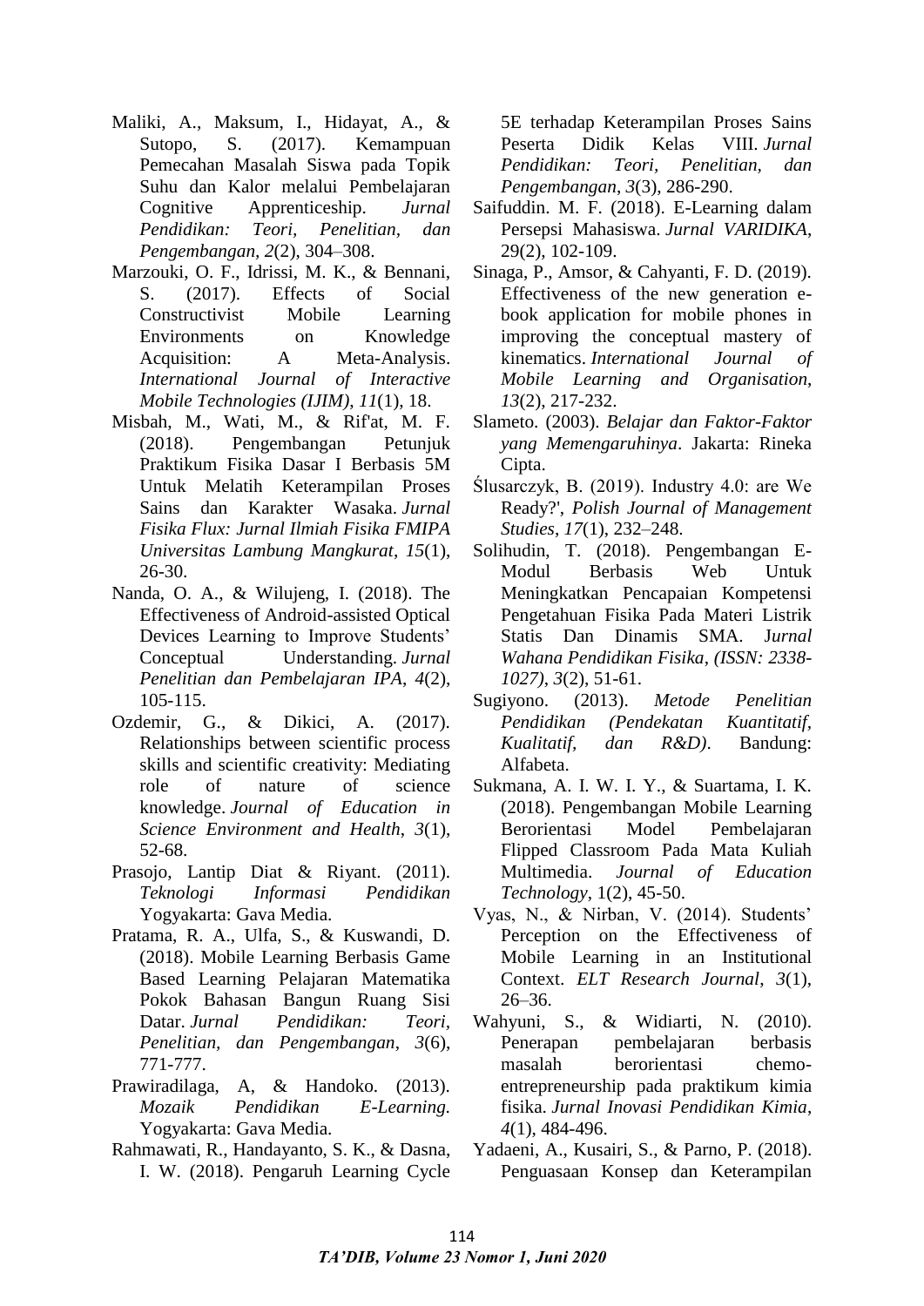Maliki, A., Maksum, I., Hidayat, A., & Sutopo, S. (2017). Kemampuan Pemecahan Masalah Siswa pada Topik Suhu dan Kalor melalui Pembelajaran Cognitive Apprenticeship. *Jurnal Pendidikan: Teori, Penelitian, dan Pengembangan*, *2*(2), 304–308.

Marzouki, O. F., Idrissi, M. K., & Bennani, S. (2017). Effects of Social Constructivist Mobile Learning Environments on Knowledge Acquisition: A Meta-Analysis. *International Journal of Interactive Mobile Technologies (IJIM)*, *11*(1), 18.

Misbah, M., Wati, M., & Rif'at, M. F. (2018). Pengembangan Petunjuk Praktikum Fisika Dasar I Berbasis 5M Untuk Melatih Keterampilan Proses Sains dan Karakter Wasaka. *Jurnal Fisika Flux: Jurnal Ilmiah Fisika FMIPA Universitas Lambung Mangkurat*, *15*(1), 26-30.

Nanda, O. A., & Wilujeng, I. (2018). The Effectiveness of Android-assisted Optical Devices Learning to Improve Students' Conceptual Understanding. *Jurnal Penelitian dan Pembelajaran IPA*, *4*(2), 105-115.

Ozdemir, G., & Dikici, A. (2017). Relationships between scientific process skills and scientific creativity: Mediating role of nature of science knowledge. *Journal of Education in Science Environment and Health*, *3*(1), 52-68.

Prasojo, Lantip Diat & Riyant. (2011). *Teknologi Informasi Pendidikan* Yogyakarta: Gava Media.

Pratama, R. A., Ulfa, S., & Kuswandi, D. (2018). Mobile Learning Berbasis Game Based Learning Pelajaran Matematika Pokok Bahasan Bangun Ruang Sisi Datar. *Jurnal Pendidikan: Teori, Penelitian, dan Pengembangan*, *3*(6), 771-777.

Prawiradilaga, A, & Handoko. (2013). *Mozaik Pendidikan E-Learning.* Yogyakarta: Gava Media.

Rahmawati, R., Handayanto, S. K., & Dasna, I. W. (2018). Pengaruh Learning Cycle 5E terhadap Keterampilan Proses Sains Peserta Didik Kelas VIII. *Jurnal Pendidikan: Teori, Penelitian, dan Pengembangan*, *3*(3), 286-290.

Saifuddin. M. F. (2018). E-Learning dalam Persepsi Mahasiswa. *Jurnal VARIDIKA*, 29(2), 102-109.

Sinaga, P., Amsor, & Cahyanti, F. D. (2019). Effectiveness of the new generation e-book application for mobile phones in improving the conceptual mastery of kinematics. *International Journal of Mobile Learning and Organisation*, *13*(2), 217-232.

Slameto. (2003). *Belajar dan Faktor-Faktor yang Memengaruhinya*. Jakarta: Rineka Cipta.

Ślusarczyk, B. (2019). Industry 4.0: are We Ready?', *Polish Journal of Management Studies*, *17*(1), 232–248.

Solihudin, T. (2018). Pengembangan E-Modul Berbasis Web Untuk Meningkatkan Pencapaian Kompetensi Pengetahuan Fisika Pada Materi Listrik Statis Dan Dinamis SMA. J*urnal Wahana Pendidikan Fisika*, *(ISSN: 2338-1027)*, *3*(2), 51-61.

Sugiyono. (2013). *Metode Penelitian Pendidikan (Pendekatan Kuantitatif, Kualitatif, dan R&D)*. Bandung: Alfabeta.

Sukmana, A. I. W. I. Y., & Suartama, I. K. (2018). Pengembangan Mobile Learning Berorientasi Model Pembelajaran Flipped Classroom Pada Mata Kuliah Multimedia. *Journal of Education Technology*, 1(2), 45-50.

Vyas, N., & Nirban, V. (2014). Students' Perception on the Effectiveness of Mobile Learning in an Institutional Context. *ELT Research Journal*, *3*(1), 26–36.

Wahyuni, S., & Widiarti, N. (2010). Penerapan pembelajaran berbasis masalah berorientasi chemo-entrepreneurship pada praktikum kimia fisika. *Jurnal Inovasi Pendidikan Kimia*, *4*(1), 484-496.

Yadaeni, A., Kusairi, S., & Parno, P. (2018). Penguasaan Konsep dan Keterampilan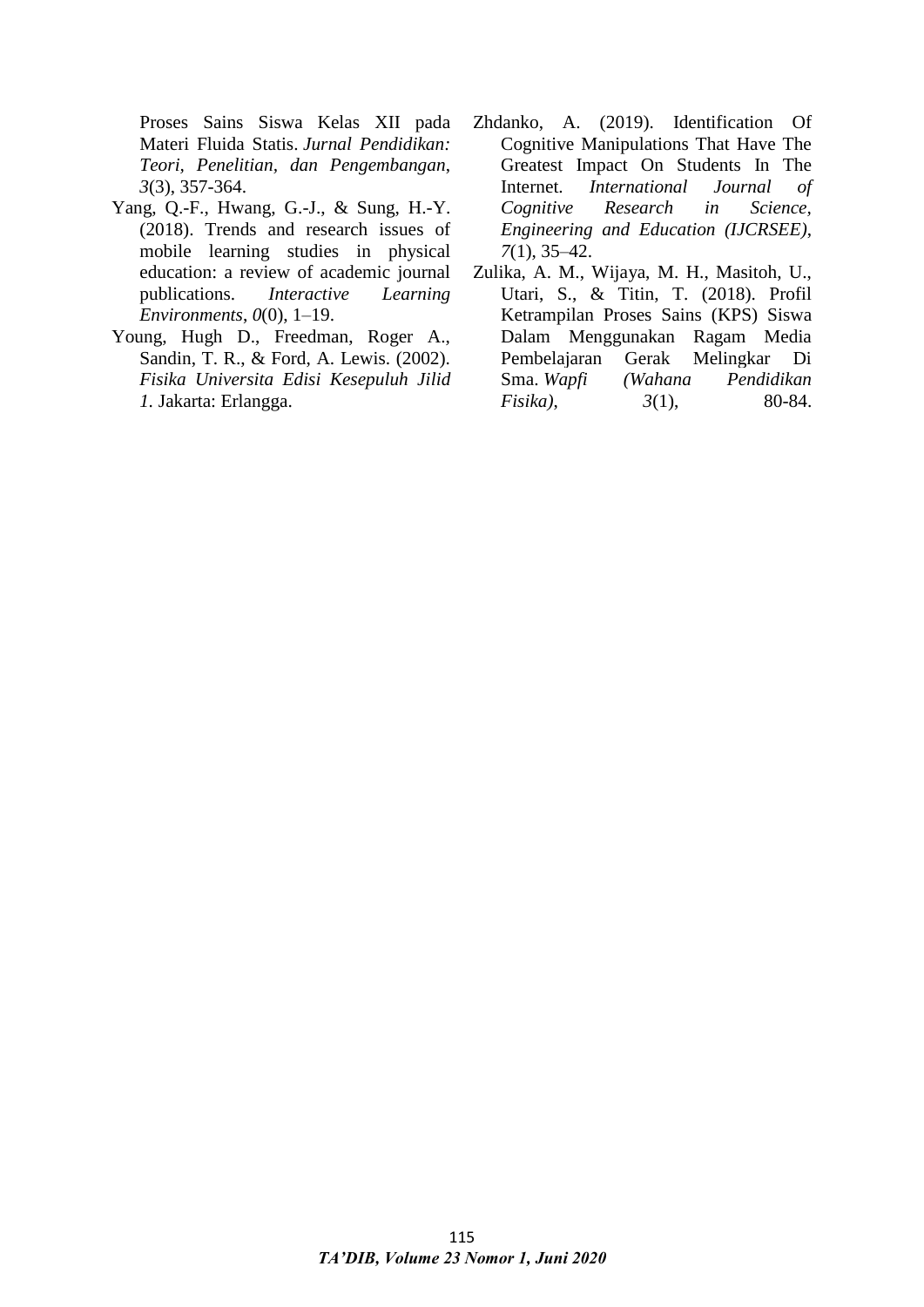Proses Sains Siswa Kelas XII pada Materi Fluida Statis. *Jurnal Pendidikan: Teori, Penelitian, dan Pengembangan*, *3*(3), 357-364.

Yang, Q.-F., Hwang, G.-J., & Sung, H.-Y. (2018). Trends and research issues of mobile learning studies in physical education: a review of academic journal publications. *Interactive Learning Environments*, *0*(0), 1–19.

Young, Hugh D., Freedman, Roger A., Sandin, T. R., & Ford, A. Lewis. (2002). *Fisika Universita Edisi Kesepuluh Jilid 1*. Jakarta: Erlangga.

Zhdanko, A. (2019). Identification Of Cognitive Manipulations That Have The Greatest Impact On Students In The Internet. *International Journal of Cognitive Research in Science, Engineering and Education (IJCRSEE)*, *7*(1), 35–42.

Zulika, A. M., Wijaya, M. H., Masitoh, U., Utari, S., & Titin, T. (2018). Profil Ketrampilan Proses Sains (KPS) Siswa Dalam Menggunakan Ragam Media Pembelajaran Gerak Melingkar Di Sma. *Wapfi (Wahana Pendidikan Fisika)*, *3*(1), 80-84.